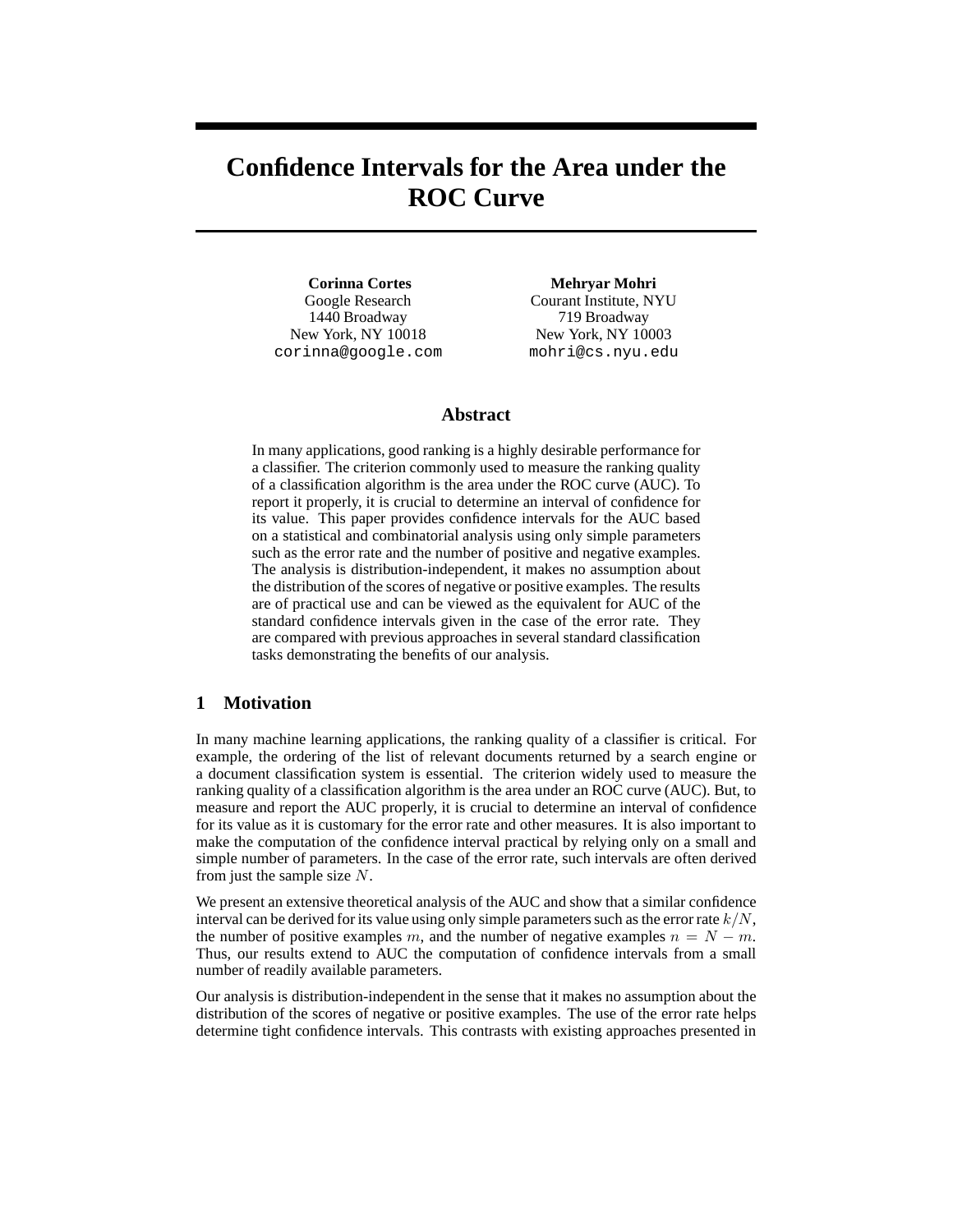# Confidence Intervals for the Area under the ROC Curve

**Corinna Cortes**
Google Research
1440 Broadway
New York, NY 10018
corinna@google.com

**Mehryar Mohri**
Courant Institute, NYU
719 Broadway
New York, NY 10003
mohri@cs.nyu.edu

## Abstract

In many applications, good ranking is a highly desirable performance for a classifier. The criterion commonly used to measure the ranking quality of a classification algorithm is the area under the ROC curve (AUC). To report it properly, it is crucial to determine an interval of confidence for its value. This paper provides confidence intervals for the AUC based on a statistical and combinatorial analysis using only simple parameters such as the error rate and the number of positive and negative examples. The analysis is distribution-independent, it makes no assumption about the distribution of the scores of negative or positive examples. The results are of practical use and can be viewed as the equivalent for AUC of the standard confidence intervals given in the case of the error rate. They are compared with previous approaches in several standard classification tasks demonstrating the benefits of our analysis.

## 1 Motivation

In many machine learning applications, the ranking quality of a classifier is critical. For example, the ordering of the list of relevant documents returned by a search engine or a document classification system is essential. The criterion widely used to measure the ranking quality of a classification algorithm is the area under an ROC curve (AUC). But, to measure and report the AUC properly, it is crucial to determine an interval of confidence for its value as it is customary for the error rate and other measures. It is also important to make the computation of the confidence interval practical by relying only on a small and simple number of parameters. In the case of the error rate, such intervals are often derived from just the sample size $N$.

We present an extensive theoretical analysis of the AUC and show that a similar confidence interval can be derived for its value using only simple parameters such as the error rate $k/N$, the number of positive examples $m$, and the number of negative examples $n = N - m$. Thus, our results extend to AUC the computation of confidence intervals from a small number of readily available parameters.

Our analysis is distribution-independent in the sense that it makes no assumption about the distribution of the scores of negative or positive examples. The use of the error rate helps determine tight confidence intervals. This contrasts with existing approaches presented in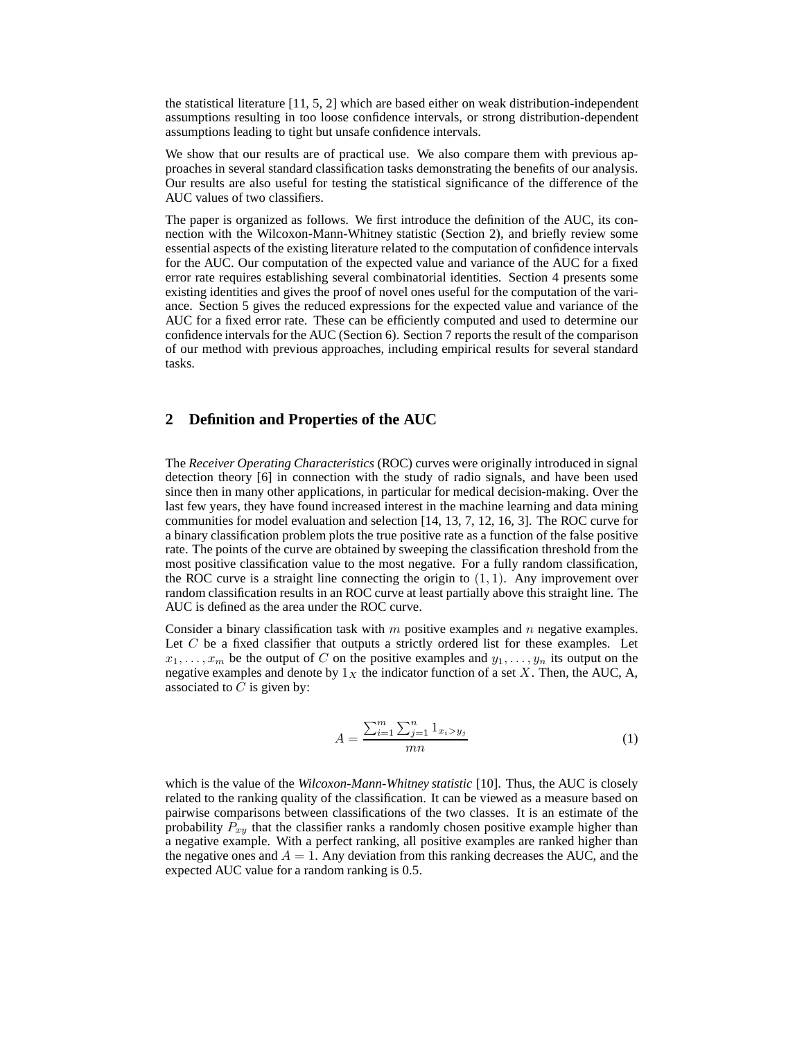the statistical literature [11, 5, 2] which are based either on weak distribution-independent assumptions resulting in too loose confidence intervals, or strong distribution-dependent assumptions leading to tight but unsafe confidence intervals.

We show that our results are of practical use. We also compare them with previous approaches in several standard classification tasks demonstrating the benefits of our analysis. Our results are also useful for testing the statistical significance of the difference of the AUC values of two classifiers.

The paper is organized as follows. We first introduce the definition of the AUC, its connection with the Wilcoxon-Mann-Whitney statistic (Section 2), and briefly review some essential aspects of the existing literature related to the computation of confidence intervals for the AUC. Our computation of the expected value and variance of the AUC for a fixed error rate requires establishing several combinatorial identities. Section 4 presents some existing identities and gives the proof of novel ones useful for the computation of the variance. Section 5 gives the reduced expressions for the expected value and variance of the AUC for a fixed error rate. These can be efficiently computed and used to determine our confidence intervals for the AUC (Section 6). Section 7 reports the result of the comparison of our method with previous approaches, including empirical results for several standard tasks.

## 2 Definition and Properties of the AUC

The *Receiver Operating Characteristics* (ROC) curves were originally introduced in signal detection theory [6] in connection with the study of radio signals, and have been used since then in many other applications, in particular for medical decision-making. Over the last few years, they have found increased interest in the machine learning and data mining communities for model evaluation and selection [14, 13, 7, 12, 16, 3]. The ROC curve for a binary classification problem plots the true positive rate as a function of the false positive rate. The points of the curve are obtained by sweeping the classification threshold from the most positive classification value to the most negative. For a fully random classification, the ROC curve is a straight line connecting the origin to $(1, 1)$. Any improvement over random classification results in an ROC curve at least partially above this straight line. The AUC is defined as the area under the ROC curve.

Consider a binary classification task with $m$ positive examples and $n$ negative examples. Let $C$ be a fixed classifier that outputs a strictly ordered list for these examples. Let $x_1, \ldots, x_m$ be the output of $C$ on the positive examples and $y_1, \ldots, y_n$ its output on the negative examples and denote by $1_X$ the indicator function of a set $X$. Then, the AUC, A, associated to $C$ is given by:

$$A = \frac{\sum_{i=1}^{m} \sum_{j=1}^{n} 1_{x_i > y_j}}{mn} \tag{1}$$

which is the value of the *Wilcoxon-Mann-Whitney statistic* [10]. Thus, the AUC is closely related to the ranking quality of the classification. It can be viewed as a measure based on pairwise comparisons between classifications of the two classes. It is an estimate of the probability $P_{xy}$ that the classifier ranks a randomly chosen positive example higher than a negative example. With a perfect ranking, all positive examples are ranked higher than the negative ones and $A = 1$. Any deviation from this ranking decreases the AUC, and the expected AUC value for a random ranking is 0.5.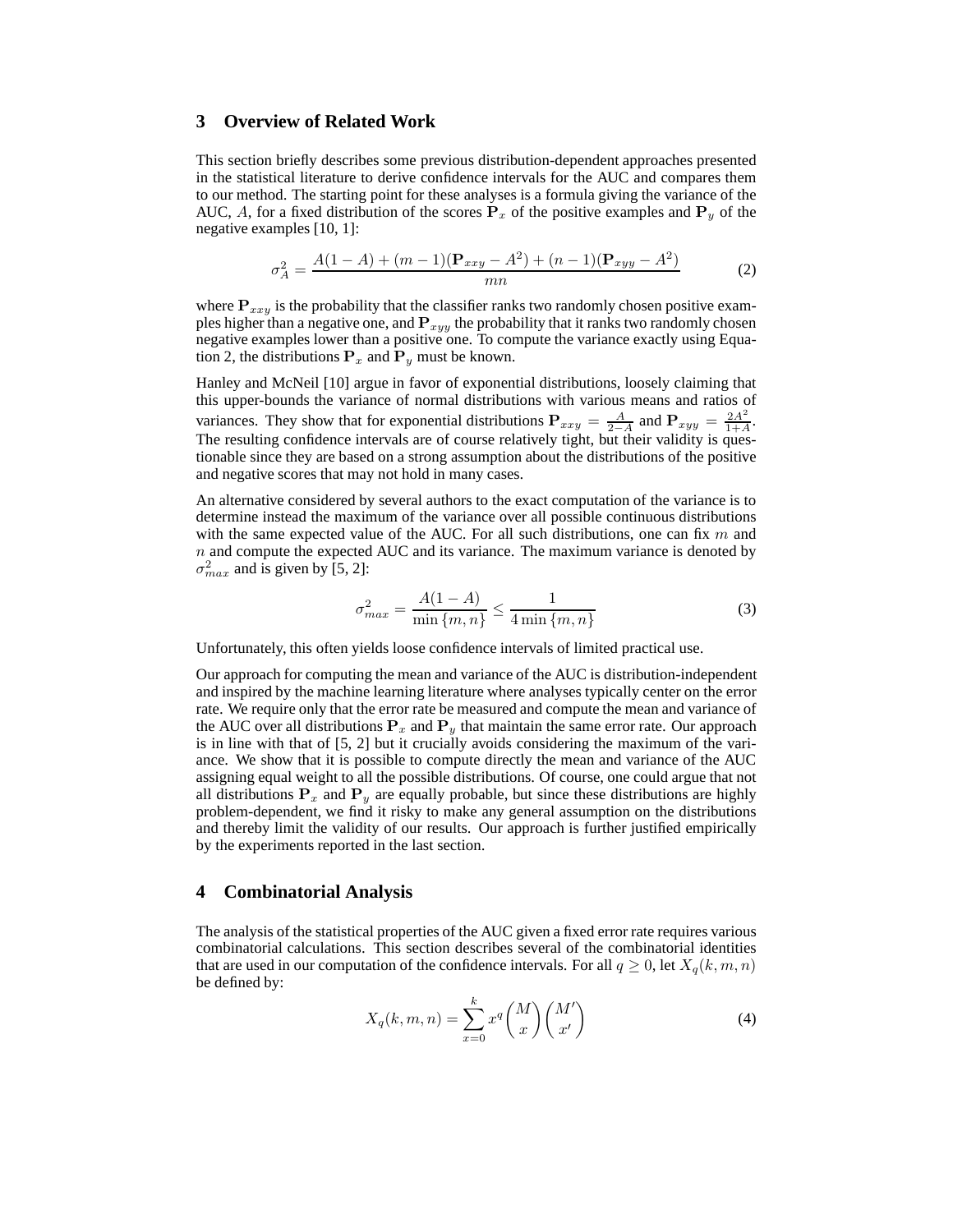## 3 Overview of Related Work

This section briefly describes some previous distribution-dependent approaches presented in the statistical literature to derive confidence intervals for the AUC and compares them to our method. The starting point for these analyses is a formula giving the variance of the AUC, $A$, for a fixed distribution of the scores $\mathbf{P}_x$ of the positive examples and $\mathbf{P}_y$ of the negative examples [10, 1]:

$$\sigma_A^2 = \frac{A(1-A) + (m-1)(\mathbf{P}_{xxy} - A^2) + (n-1)(\mathbf{P}_{xyy} - A^2)}{mn} \tag{2}$$

where $\mathbf{P}_{xxy}$ is the probability that the classifier ranks two randomly chosen positive examples higher than a negative one, and $\mathbf{P}_{xyy}$ the probability that it ranks two randomly chosen negative examples lower than a positive one. To compute the variance exactly using Equation 2, the distributions $\mathbf{P}_x$ and $\mathbf{P}_y$ must be known.

Hanley and McNeil [10] argue in favor of exponential distributions, loosely claiming that this upper-bounds the variance of normal distributions with various means and ratios of variances. They show that for exponential distributions $\mathbf{P}_{xxy} = \frac{A}{2-A}$ and $\mathbf{P}_{xyy} = \frac{2A^2}{1+A}$. The resulting confidence intervals are of course relatively tight, but their validity is questionable since they are based on a strong assumption about the distributions of the positive and negative scores that may not hold in many cases.

An alternative considered by several authors to the exact computation of the variance is to determine instead the maximum of the variance over all possible continuous distributions with the same expected value of the AUC. For all such distributions, one can fix $m$ and $n$ and compute the expected AUC and its variance. The maximum variance is denoted by $\sigma_{max}^2$ and is given by [5, 2]:

$$\sigma_{max}^2 = \frac{A(1-A)}{\min\{m,n\}} \leq \frac{1}{4\min\{m,n\}} \tag{3}$$

Unfortunately, this often yields loose confidence intervals of limited practical use.

Our approach for computing the mean and variance of the AUC is distribution-independent and inspired by the machine learning literature where analyses typically center on the error rate. We require only that the error rate be measured and compute the mean and variance of the AUC over all distributions $\mathbf{P}_x$ and $\mathbf{P}_y$ that maintain the same error rate. Our approach is in line with that of [5, 2] but it crucially avoids considering the maximum of the variance. We show that it is possible to compute directly the mean and variance of the AUC assigning equal weight to all the possible distributions. Of course, one could argue that not all distributions $\mathbf{P}_x$ and $\mathbf{P}_y$ are equally probable, but since these distributions are highly problem-dependent, we find it risky to make any general assumption on the distributions and thereby limit the validity of our results. Our approach is further justified empirically by the experiments reported in the last section.

## 4 Combinatorial Analysis

The analysis of the statistical properties of the AUC given a fixed error rate requires various combinatorial calculations. This section describes several of the combinatorial identities that are used in our computation of the confidence intervals. For all $q \geq 0$, let $X_q(k, m, n)$ be defined by:

$$X_q(k,m,n) = \sum_{x=0}^{k} x^q \binom{M}{x} \binom{M'}{x'} \tag{4}$$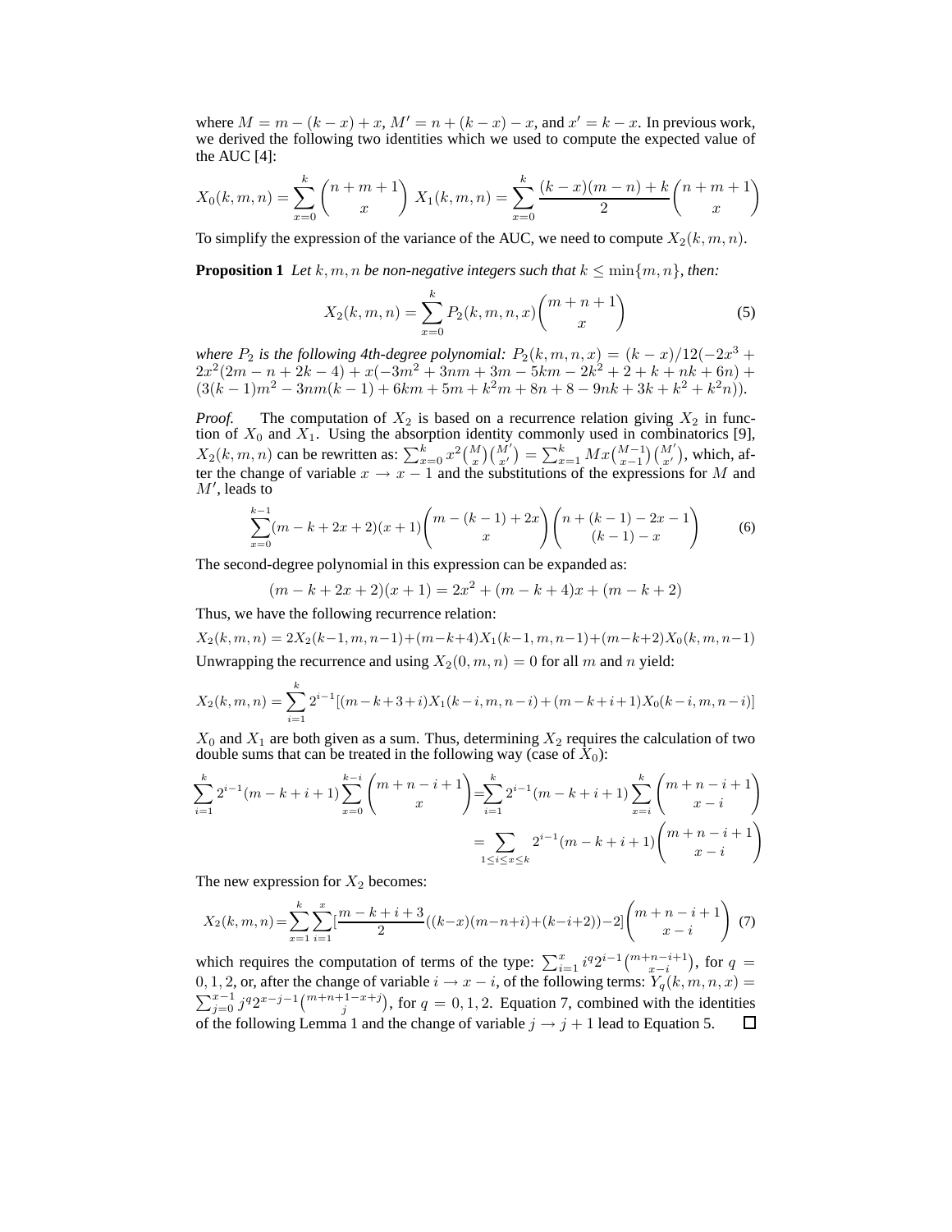where $M = m - (k - x) + x$, $M' = n + (k - x) - x$, and $x' = k - x$. In previous work, we derived the following two identities which we used to compute the expected value of the AUC [4]:

$$X_0(k, m, n) = \sum_{x=0}^{k} \binom{n+m+1}{x} \quad X_1(k, m, n) = \sum_{x=0}^{k} \frac{(k-x)(m-n)+k}{2} \binom{n+m+1}{x}$$

To simplify the expression of the variance of the AUC, we need to compute $X_2(k, m, n)$.

**Proposition 1** *Let $k, m, n$ be non-negative integers such that $k \leq \min\{m, n\}$, then:*

$$X_2(k, m, n) = \sum_{x=0}^{k} P_2(k, m, n, x) \binom{m+n+1}{x} \tag{5}$$

*where $P_2$ is the following 4th-degree polynomial: $P_2(k, m, n, x) = (k - x)/12(-2x^3 + 2x^2(2m - n + 2k - 4) + x(-3m^2 + 3nm + 3m - 5km - 2k^2 + 2 + k + nk + 6n) + (3(k-1)m^2 - 3nm(k-1) + 6km + 5m + k^2m + 8n + 8 - 9nk + 3k + k^2 + k^2n))$.*

*Proof.* The computation of $X_2$ is based on a recurrence relation giving $X_2$ in function of $X_0$ and $X_1$. Using the absorption identity commonly used in combinatorics [9], $X_2(k, m, n)$ can be rewritten as: $\sum_{x=0}^{k} x^2 \binom{M}{x}\binom{M'}{x'} = \sum_{x=1}^{k} Mx \binom{M-1}{x-1}\binom{M'}{x'}$, which, after the change of variable $x \to x - 1$ and the substitutions of the expressions for $M$ and $M'$, leads to

$$\sum_{x=0}^{k-1} (m - k + 2x + 2)(x + 1) \binom{m - (k-1) + 2x}{x} \binom{n + (k-1) - 2x - 1}{(k-1) - x} \tag{6}$$

The second-degree polynomial in this expression can be expanded as:

$$(m - k + 2x + 2)(x + 1) = 2x^2 + (m - k + 4)x + (m - k + 2)$$

Thus, we have the following recurrence relation:

$$X_2(k,m,n) = 2X_2(k-1,m,n-1) + (m-k+4)X_1(k-1,m,n-1) + (m-k+2)X_0(k,m,n-1)$$

Unwrapping the recurrence and using $X_2(0, m, n) = 0$ for all $m$ and $n$ yield:

$$X_2(k,m,n) = \sum_{i=1}^{k} 2^{i-1}[(m-k+3+i)X_1(k-i,m,n-i) + (m-k+i+1)X_0(k-i,m,n-i)]$$

$X_0$ and $X_1$ are both given as a sum. Thus, determining $X_2$ requires the calculation of two double sums that can be treated in the following way (case of $X_0$):

$$\begin{aligned}
\sum_{i=1}^{k} 2^{i-1}(m-k+i+1) \sum_{x=0}^{k-i} \binom{m+n-i+1}{x} &= \sum_{i=1}^{k} 2^{i-1}(m-k+i+1) \sum_{x=i}^{k} \binom{m+n-i+1}{x-i} \\
&= \sum_{1 \leq i \leq x \leq k} 2^{i-1}(m-k+i+1) \binom{m+n-i+1}{x-i}
\end{aligned}$$

The new expression for $X_2$ becomes:

$$X_2(k,m,n) = \sum_{x=1}^{k}\sum_{i=1}^{x} [\frac{m-k+i+3}{2}((k-x)(m-n+i) + (k-i+2)) - 2] \binom{m+n-i+1}{x-i} \tag{7}$$

which requires the computation of terms of the type: $\sum_{i=1}^{x} i^q 2^{i-1}\binom{m+n-i+1}{x-i}$, for $q = 0, 1, 2$, or, after the change of variable $i \to x - i$, of the following terms: $Y_q(k, m, n, x) = \sum_{j=0}^{x-1} j^q 2^{x-j-1}\binom{m+n+1-x+j}{j}$, for $q = 0, 1, 2$. Equation 7, combined with the identities of the following Lemma 1 and the change of variable $j \to j + 1$ lead to Equation 5. □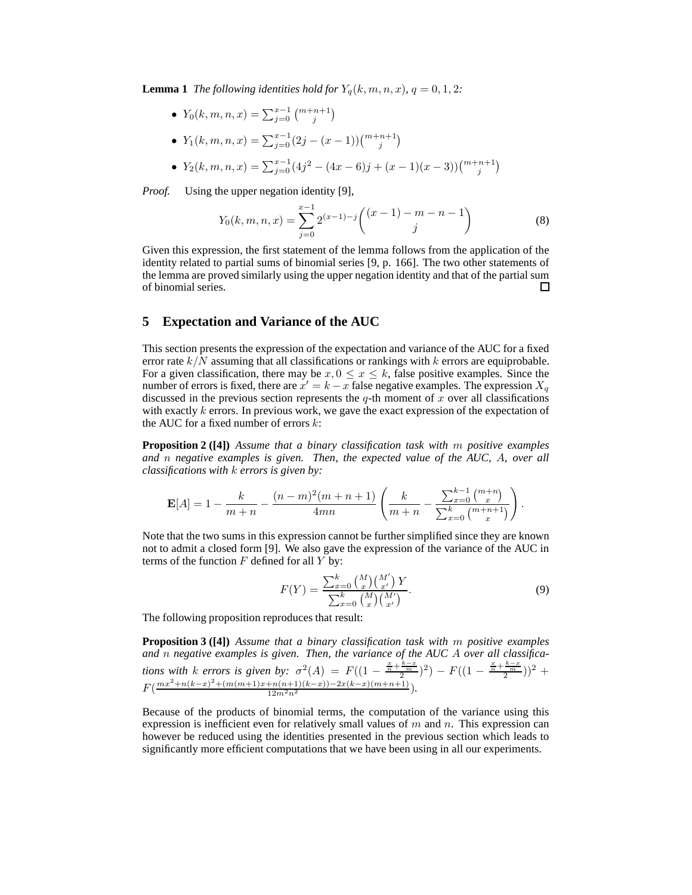**Lemma 1** *The following identities hold for $Y_q(k, m, n, x)$, $q = 0, 1, 2$:*

- $Y_0(k, m, n, x) = \sum_{j=0}^{x-1} \binom{m+n+1}{j}$
- $Y_1(k, m, n, x) = \sum_{j=0}^{x-1} (2j - (x-1)) \binom{m+n+1}{j}$
- $Y_2(k, m, n, x) = \sum_{j=0}^{x-1} (4j^2 - (4x-6)j + (x-1)(x-3)) \binom{m+n+1}{j}$

*Proof.* Using the upper negation identity [9],

$$Y_0(k, m, n, x) = \sum_{j=0}^{x-1} 2^{(x-1)-j} \binom{(x-1) - m - n - 1}{j} \tag{8}$$

Given this expression, the first statement of the lemma follows from the application of the identity related to partial sums of binomial series [9, p. 166]. The two other statements of the lemma are proved similarly using the upper negation identity and that of the partial sum of binomial series. □

## 5 Expectation and Variance of the AUC

This section presents the expression of the expectation and variance of the AUC for a fixed error rate $k/N$ assuming that all classifications or rankings with $k$ errors are equiprobable. For a given classification, there may be $x, 0 \leq x \leq k$, false positive examples. Since the number of errors is fixed, there are $x' = k - x$ false negative examples. The expression $X_q$ discussed in the previous section represents the $q$-th moment of $x$ over all classifications with exactly $k$ errors. In previous work, we gave the exact expression of the expectation of the AUC for a fixed number of errors $k$:

**Proposition 2 ([4])** *Assume that a binary classification task with $m$ positive examples and $n$ negative examples is given. Then, the expected value of the AUC, $A$, over all classifications with $k$ errors is given by:*

$$\mathbf{E}[A] = 1 - \frac{k}{m+n} - \frac{(n-m)^2(m+n+1)}{4mn} \left( \frac{k}{m+n} - \frac{\sum_{x=0}^{k-1} \binom{m+n}{x}}{\sum_{x=0}^{k} \binom{m+n+1}{x}} \right).$$

Note that the two sums in this expression cannot be further simplified since they are known not to admit a closed form [9]. We also gave the expression of the variance of the AUC in terms of the function $F$ defined for all $Y$ by:

$$F(Y) = \frac{\sum_{x=0}^{k} \binom{M}{x} \binom{M'}{x'} Y}{\sum_{x=0}^{k} \binom{M}{x} \binom{M'}{x'}}. \tag{9}$$

The following proposition reproduces that result:

**Proposition 3 ([4])** *Assume that a binary classification task with $m$ positive examples and $n$ negative examples is given. Then, the variance of the AUC $A$ over all classifications with $k$ errors is given by:* $\sigma^2(A) = F((1 - \frac{\frac{x}{n} + \frac{k-x}{m}}{2})^2) - F((1 - \frac{\frac{x}{n} + \frac{k-x}{m}}{2}))^2 + F(\frac{mx^2 + n(k-x)^2 + (m(m+1)x + n(n+1)(k-x)) - 2x(k-x)(m+n+1)}{12m^2n^2})$.

Because of the products of binomial terms, the computation of the variance using this expression is inefficient even for relatively small values of $m$ and $n$. This expression can however be reduced using the identities presented in the previous section which leads to significantly more efficient computations that we have been using in all our experiments.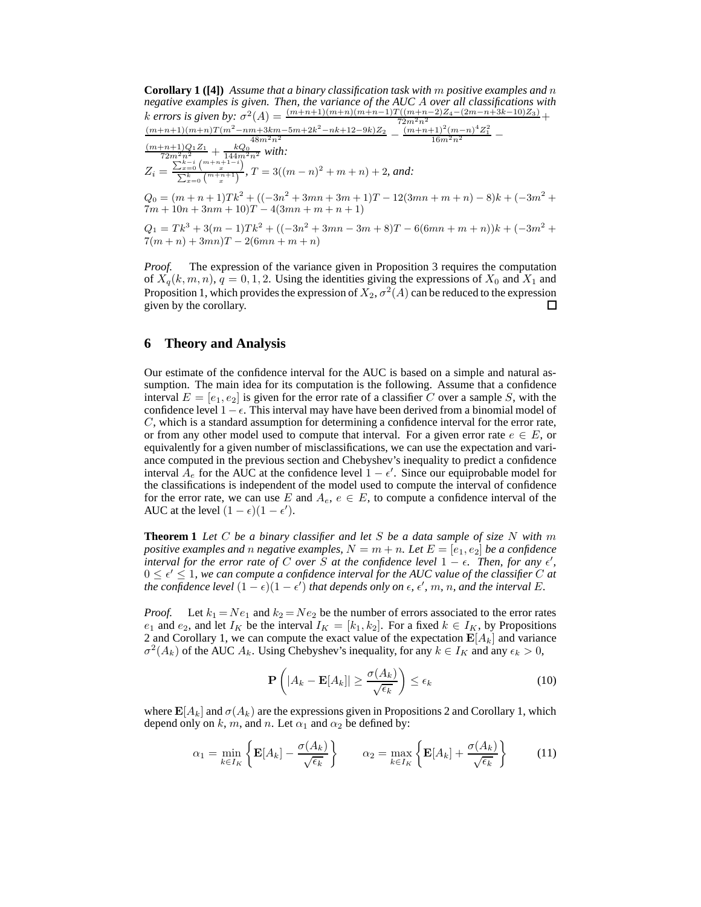**Corollary 1 ([4])** *Assume that a binary classification task with $m$ positive examples and $n$ negative examples is given. Then, the variance of the AUC $A$ over all classifications with $k$ errors is given by:* $\sigma^2(A) = \frac{(m+n+1)(m+n)(m+n-1)T((m+n-2)Z_4-(2m-n+3k-10)Z_3)}{72m^2n^2} + \frac{(m+n+1)(m+n)T(m^2-nm+3km-5m+2k^2-nk+12-9k)Z_2}{48m^2n^2} - \frac{(m+n+1)^2(m-n)^4Z_1^2}{16m^2n^2} - \frac{(m+n+1)Q_1Z_1}{72m^2n^2} + \frac{kQ_0}{144m^2n^2}$ *with:*

$Z_i = \frac{\sum_{x=0}^{k-i}\binom{m+n+1-i}{x}}{\sum_{x=0}^{k}\binom{m+n+1}{x}}$, $T = 3((m-n)^2+m+n)+2$, *and:*

$Q_0 = (m+n+1)Tk^2 + ((-3n^2+3mn+3m+1)T - 12(3mn+m+n) - 8)k + (-3m^2+7m+10n+3nm+10)T - 4(3mn+m+n+1)$

$Q_1 = Tk^3 + 3(m-1)Tk^2 + ((-3n^2+3mn-3m+8)T - 6(6mn+m+n))k + (-3m^2+7(m+n)+3mn)T - 2(6mn+m+n)$

*Proof.* The expression of the variance given in Proposition 3 requires the computation of $X_q(k,m,n)$, $q = 0, 1, 2$. Using the identities giving the expressions of $X_0$ and $X_1$ and Proposition 1, which provides the expression of $X_2$, $\sigma^2(A)$ can be reduced to the expression given by the corollary. ☐

## 6 Theory and Analysis

Our estimate of the confidence interval for the AUC is based on a simple and natural assumption. The main idea for its computation is the following. Assume that a confidence interval $E = [e_1, e_2]$ is given for the error rate of a classifier $C$ over a sample $S$, with the confidence level $1-\epsilon$. This interval may have have been derived from a binomial model of $C$, which is a standard assumption for determining a confidence interval for the error rate, or from any other model used to compute that interval. For a given error rate $e \in E$, or equivalently for a given number of misclassifications, we can use the expectation and variance computed in the previous section and Chebyshev's inequality to predict a confidence interval $A_e$ for the AUC at the confidence level $1-\epsilon'$. Since our equiprobable model for the classifications is independent of the model used to compute the interval of confidence for the error rate, we can use $E$ and $A_e$, $e \in E$, to compute a confidence interval of the AUC at the level $(1-\epsilon)(1-\epsilon')$.

**Theorem 1** *Let $C$ be a binary classifier and let $S$ be a data sample of size $N$ with $m$ positive examples and $n$ negative examples, $N = m+n$. Let $E = [e_1, e_2]$ be a confidence interval for the error rate of $C$ over $S$ at the confidence level $1-\epsilon$. Then, for any $\epsilon'$, $0 \leq \epsilon' \leq 1$, we can compute a confidence interval for the AUC value of the classifier $C$ at the confidence level $(1-\epsilon)(1-\epsilon')$ that depends only on $\epsilon$, $\epsilon'$, $m$, $n$, and the interval $E$.*

*Proof.* Let $k_1 = Ne_1$ and $k_2 = Ne_2$ be the number of errors associated to the error rates $e_1$ and $e_2$, and let $I_K$ be the interval $I_K = [k_1, k_2]$. For a fixed $k \in I_K$, by Propositions 2 and Corollary 1, we can compute the exact value of the expectation $\mathbf{E}[A_k]$ and variance $\sigma^2(A_k)$ of the AUC $A_k$. Using Chebyshev's inequality, for any $k \in I_K$ and any $\epsilon_k > 0$,

$$\mathbf{P}\left(|A_k - \mathbf{E}[A_k]| \geq \frac{\sigma(A_k)}{\sqrt{\epsilon_k}}\right) \leq \epsilon_k \tag{10}$$

where $\mathbf{E}[A_k]$ and $\sigma(A_k)$ are the expressions given in Propositions 2 and Corollary 1, which depend only on $k$, $m$, and $n$. Let $\alpha_1$ and $\alpha_2$ be defined by:

$$\alpha_1 = \min_{k \in I_K}\left\{\mathbf{E}[A_k] - \frac{\sigma(A_k)}{\sqrt{\epsilon_k}}\right\} \qquad \alpha_2 = \max_{k \in I_K}\left\{\mathbf{E}[A_k] + \frac{\sigma(A_k)}{\sqrt{\epsilon_k}}\right\} \tag{11}$$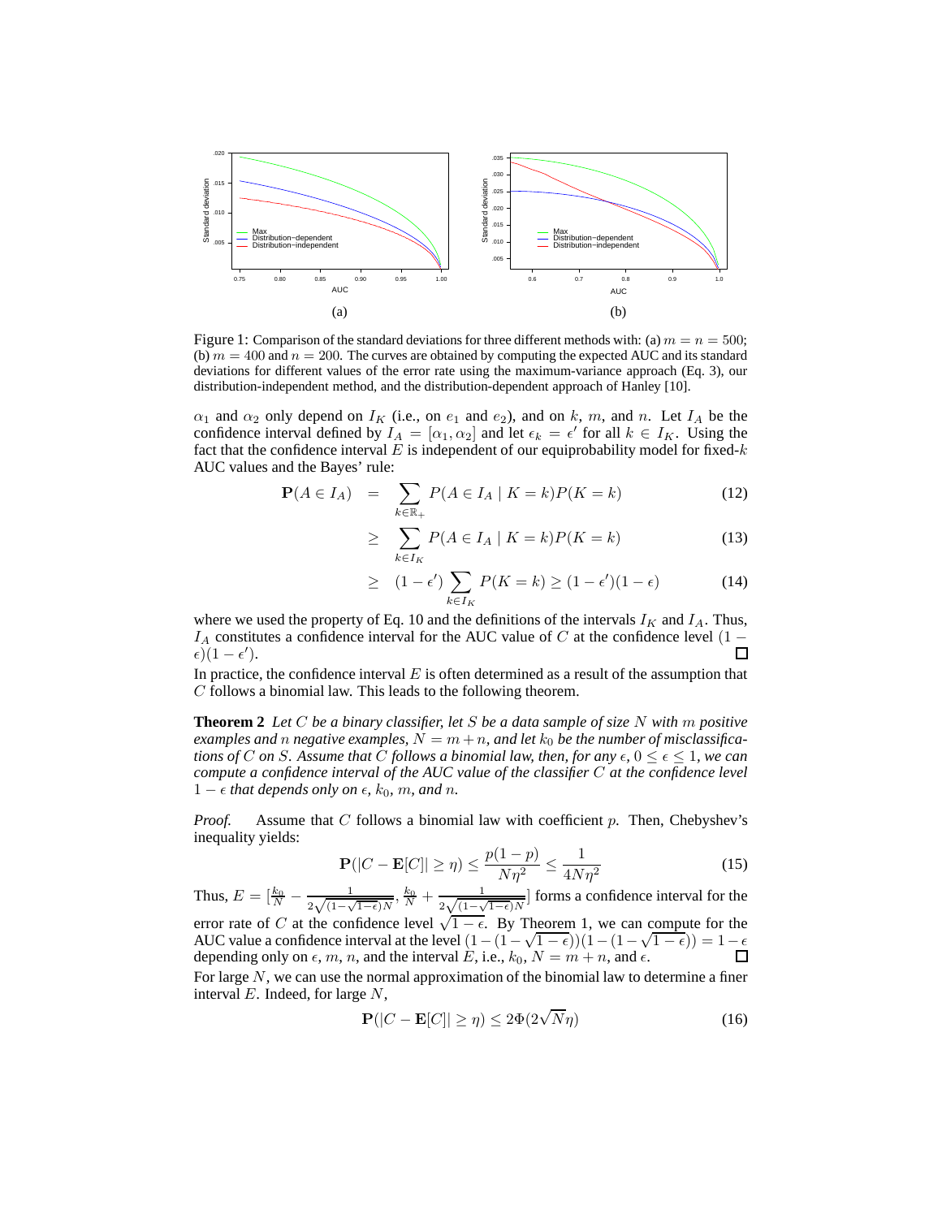Figure 1: Comparison of the standard deviations for three different methods with: (a) $m = n = 500$; (b) $m = 400$ and $n = 200$. The curves are obtained by computing the expected AUC and its standard deviations for different values of the error rate using the maximum-variance approach (Eq. 3), our distribution-independent method, and the distribution-dependent approach of Hanley [10].

$\alpha_1$ and $\alpha_2$ only depend on $I_K$ (i.e., on $e_1$ and $e_2$), and on $k$, $m$, and $n$. Let $I_A$ be the confidence interval defined by $I_A = [\alpha_1, \alpha_2]$ and let $\epsilon_k = \epsilon'$ for all $k \in I_K$. Using the fact that the confidence interval $E$ is independent of our equiprobability model for fixed-$k$ AUC values and the Bayes' rule:

$$\mathbf{P}(A \in I_A) = \sum_{k \in \mathbb{R}_+} P(A \in I_A \mid K = k) P(K = k) \tag{12}$$

$$\geq \sum_{k \in I_K} P(A \in I_A \mid K = k) P(K = k) \tag{13}$$

$$\geq (1 - \epsilon') \sum_{k \in I_K} P(K = k) \geq (1 - \epsilon')(1 - \epsilon) \tag{14}$$

where we used the property of Eq. 10 and the definitions of the intervals $I_K$ and $I_A$. Thus, $I_A$ constitutes a confidence interval for the AUC value of $C$ at the confidence level $(1 - \epsilon)(1 - \epsilon')$. □

In practice, the confidence interval $E$ is often determined as a result of the assumption that $C$ follows a binomial law. This leads to the following theorem.

**Theorem 2** *Let $C$ be a binary classifier, let $S$ be a data sample of size $N$ with $m$ positive examples and $n$ negative examples, $N = m + n$, and let $k_0$ be the number of misclassifications of $C$ on $S$. Assume that $C$ follows a binomial law, then, for any $\epsilon$, $0 \leq \epsilon \leq 1$, we can compute a confidence interval of the AUC value of the classifier $C$ at the confidence level $1 - \epsilon$ that depends only on $\epsilon$, $k_0$, $m$, and $n$.*

*Proof.* Assume that $C$ follows a binomial law with coefficient $p$. Then, Chebyshev's inequality yields:

$$\mathbf{P}(|C - \mathbf{E}[C]| \geq \eta) \leq \frac{p(1-p)}{N\eta^2} \leq \frac{1}{4N\eta^2} \tag{15}$$

Thus, $E = [\frac{k_0}{N} - \frac{1}{2\sqrt{(1-\sqrt{1-\epsilon})N}}, \frac{k_0}{N} + \frac{1}{2\sqrt{(1-\sqrt{1-\epsilon})N}}]$ forms a confidence interval for the error rate of $C$ at the confidence level $\sqrt{1-\epsilon}$. By Theorem 1, we can compute for the AUC value a confidence interval at the level $(1 - (1 - \sqrt{1-\epsilon}))(1 - (1 - \sqrt{1-\epsilon})) = 1 - \epsilon$ depending only on $\epsilon$, $m$, $n$, and the interval $E$, i.e., $k_0$, $N = m + n$, and $\epsilon$. □

For large $N$, we can use the normal approximation of the binomial law to determine a finer interval $E$. Indeed, for large $N$,

$$\mathbf{P}(|C - \mathbf{E}[C]| \geq \eta) \leq 2\Phi(2\sqrt{N}\eta) \tag{16}$$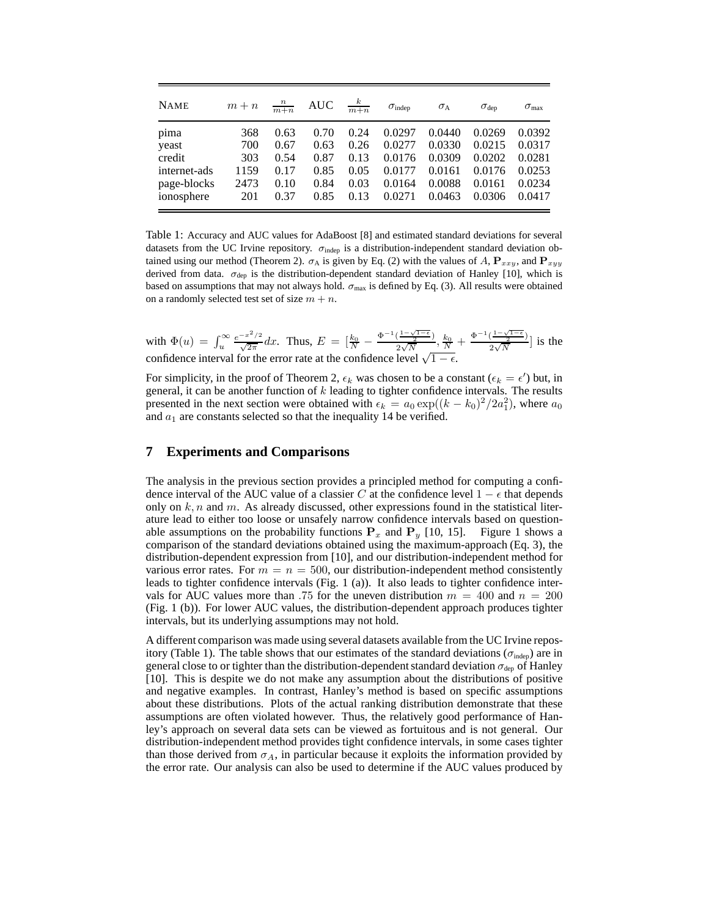| NAME | $m+n$ | $\frac{n}{m+n}$ | AUC | $\frac{k}{m+n}$ | $\sigma_{\text{indep}}$ | $\sigma_{\text{A}}$ | $\sigma_{\text{dep}}$ | $\sigma_{\text{max}}$ |
|---|---|---|---|---|---|---|---|---|
| pima | 368 | 0.63 | 0.70 | 0.24 | 0.0297 | 0.0440 | 0.0269 | 0.0392 |
| yeast | 700 | 0.67 | 0.63 | 0.26 | 0.0277 | 0.0330 | 0.0215 | 0.0317 |
| credit | 303 | 0.54 | 0.87 | 0.13 | 0.0176 | 0.0309 | 0.0202 | 0.0281 |
| internet-ads | 1159 | 0.17 | 0.85 | 0.05 | 0.0177 | 0.0161 | 0.0176 | 0.0253 |
| page-blocks | 2473 | 0.10 | 0.84 | 0.03 | 0.0164 | 0.0088 | 0.0161 | 0.0234 |
| ionosphere | 201 | 0.37 | 0.85 | 0.13 | 0.0271 | 0.0463 | 0.0306 | 0.0417 |

Table 1: Accuracy and AUC values for AdaBoost [8] and estimated standard deviations for several datasets from the UC Irvine repository. $\sigma_{\text{indep}}$ is a distribution-independent standard deviation obtained using our method (Theorem 2). $\sigma_{\text{A}}$ is given by Eq. (2) with the values of $A$, $\mathbf{P}_{xxy}$, and $\mathbf{P}_{xyy}$ derived from data. $\sigma_{\text{dep}}$ is the distribution-dependent standard deviation of Hanley [10], which is based on assumptions that may not always hold. $\sigma_{\text{max}}$ is defined by Eq. (3). All results were obtained on a randomly selected test set of size $m+n$.

with $\Phi(u) = \int_u^\infty \frac{e^{-x^2/2}}{\sqrt{2\pi}}dx$. Thus, $E = [\frac{k_0}{N} - \frac{\Phi^{-1}(\frac{1-\sqrt{1-\epsilon}}{2})}{2\sqrt{N}}, \frac{k_0}{N} + \frac{\Phi^{-1}(\frac{1-\sqrt{1-\epsilon}}{2})}{2\sqrt{N}}]$ is the confidence interval for the error rate at the confidence level $\sqrt{1-\epsilon}$.

For simplicity, in the proof of Theorem 2, $\epsilon_k$ was chosen to be a constant ($\epsilon_k = \epsilon'$) but, in general, it can be another function of $k$ leading to tighter confidence intervals. The results presented in the next section were obtained with $\epsilon_k = a_0 \exp((k-k_0)^2/2a_1^2)$, where $a_0$ and $a_1$ are constants selected so that the inequality 14 be verified.

## 7 Experiments and Comparisons

The analysis in the previous section provides a principled method for computing a confidence interval of the AUC value of a classier $C$ at the confidence level $1-\epsilon$ that depends only on $k, n$ and $m$. As already discussed, other expressions found in the statistical literature lead to either too loose or unsafely narrow confidence intervals based on questionable assumptions on the probability functions $\mathbf{P}_x$ and $\mathbf{P}_y$ [10, 15]. Figure 1 shows a comparison of the standard deviations obtained using the maximum-approach (Eq. 3), the distribution-dependent expression from [10], and our distribution-independent method for various error rates. For $m = n = 500$, our distribution-independent method consistently leads to tighter confidence intervals (Fig. 1 (a)). It also leads to tighter confidence intervals for AUC values more than $.75$ for the uneven distribution $m = 400$ and $n = 200$ (Fig. 1 (b)). For lower AUC values, the distribution-dependent approach produces tighter intervals, but its underlying assumptions may not hold.

A different comparison was made using several datasets available from the UC Irvine repository (Table 1). The table shows that our estimates of the standard deviations ($\sigma_{\text{indep}}$) are in general close to or tighter than the distribution-dependent standard deviation $\sigma_{\text{dep}}$ of Hanley [10]. This is despite we do not make any assumption about the distributions of positive and negative examples. In contrast, Hanley's method is based on specific assumptions about these distributions. Plots of the actual ranking distribution demonstrate that these assumptions are often violated however. Thus, the relatively good performance of Hanley's approach on several data sets can be viewed as fortuitous and is not general. Our distribution-independent method provides tight confidence intervals, in some cases tighter than those derived from $\sigma_A$, in particular because it exploits the information provided by the error rate. Our analysis can also be used to determine if the AUC values produced by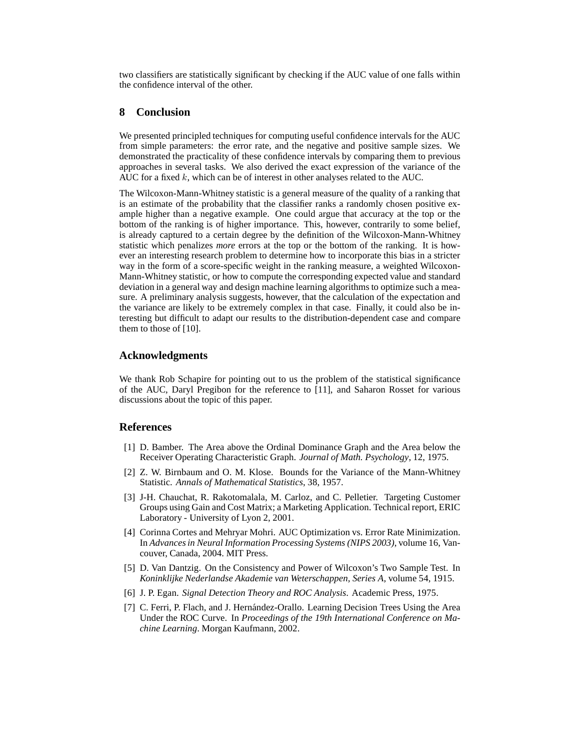two classifiers are statistically significant by checking if the AUC value of one falls within the confidence interval of the other.

## 8 Conclusion

We presented principled techniques for computing useful confidence intervals for the AUC from simple parameters: the error rate, and the negative and positive sample sizes. We demonstrated the practicality of these confidence intervals by comparing them to previous approaches in several tasks. We also derived the exact expression of the variance of the AUC for a fixed $k$, which can be of interest in other analyses related to the AUC.

The Wilcoxon-Mann-Whitney statistic is a general measure of the quality of a ranking that is an estimate of the probability that the classifier ranks a randomly chosen positive example higher than a negative example. One could argue that accuracy at the top or the bottom of the ranking is of higher importance. This, however, contrarily to some belief, is already captured to a certain degree by the definition of the Wilcoxon-Mann-Whitney statistic which penalizes *more* errors at the top or the bottom of the ranking. It is however an interesting research problem to determine how to incorporate this bias in a stricter way in the form of a score-specific weight in the ranking measure, a weighted Wilcoxon-Mann-Whitney statistic, or how to compute the corresponding expected value and standard deviation in a general way and design machine learning algorithms to optimize such a measure. A preliminary analysis suggests, however, that the calculation of the expectation and the variance are likely to be extremely complex in that case. Finally, it could also be interesting but difficult to adapt our results to the distribution-dependent case and compare them to those of [10].

## Acknowledgments

We thank Rob Schapire for pointing out to us the problem of the statistical significance of the AUC, Daryl Pregibon for the reference to [11], and Saharon Rosset for various discussions about the topic of this paper.

## References

[1] D. Bamber. The Area above the Ordinal Dominance Graph and the Area below the Receiver Operating Characteristic Graph. *Journal of Math. Psychology*, 12, 1975.

[2] Z. W. Birnbaum and O. M. Klose. Bounds for the Variance of the Mann-Whitney Statistic. *Annals of Mathematical Statistics*, 38, 1957.

[3] J-H. Chauchat, R. Rakotomalala, M. Carloz, and C. Pelletier. Targeting Customer Groups using Gain and Cost Matrix; a Marketing Application. Technical report, ERIC Laboratory - University of Lyon 2, 2001.

[4] Corinna Cortes and Mehryar Mohri. AUC Optimization vs. Error Rate Minimization. In *Advances in Neural Information Processing Systems (NIPS 2003)*, volume 16, Vancouver, Canada, 2004. MIT Press.

[5] D. Van Dantzig. On the Consistency and Power of Wilcoxon's Two Sample Test. In *Koninklijke Nederlandse Akademie van Weterschappen, Series A*, volume 54, 1915.

[6] J. P. Egan. *Signal Detection Theory and ROC Analysis*. Academic Press, 1975.

[7] C. Ferri, P. Flach, and J. Hernández-Orallo. Learning Decision Trees Using the Area Under the ROC Curve. In *Proceedings of the 19th International Conference on Machine Learning*. Morgan Kaufmann, 2002.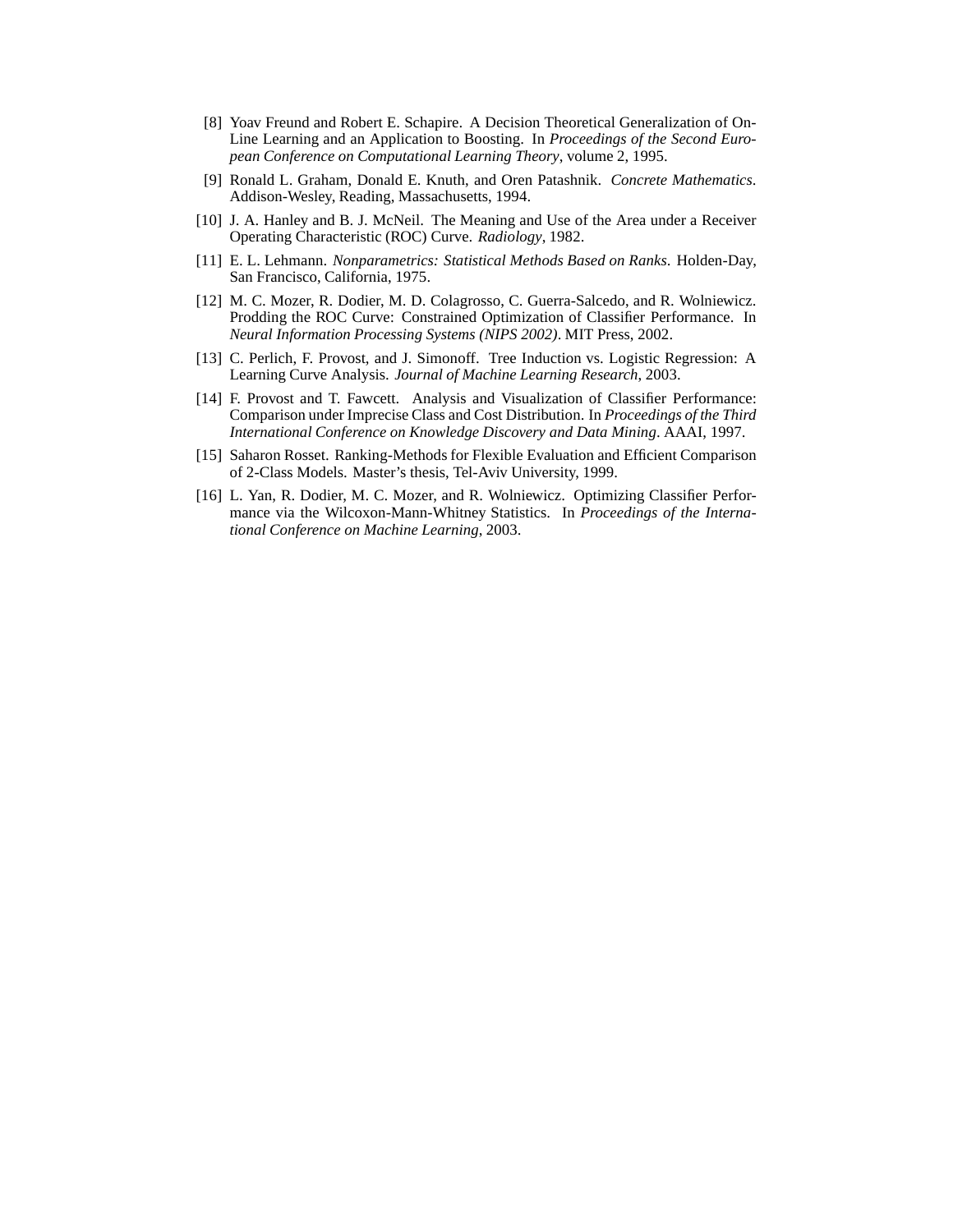[8] Yoav Freund and Robert E. Schapire. A Decision Theoretical Generalization of On-Line Learning and an Application to Boosting. In *Proceedings of the Second European Conference on Computational Learning Theory*, volume 2, 1995.

[9] Ronald L. Graham, Donald E. Knuth, and Oren Patashnik. *Concrete Mathematics*. Addison-Wesley, Reading, Massachusetts, 1994.

[10] J. A. Hanley and B. J. McNeil. The Meaning and Use of the Area under a Receiver Operating Characteristic (ROC) Curve. *Radiology*, 1982.

[11] E. L. Lehmann. *Nonparametrics: Statistical Methods Based on Ranks*. Holden-Day, San Francisco, California, 1975.

[12] M. C. Mozer, R. Dodier, M. D. Colagrosso, C. Guerra-Salcedo, and R. Wolniewicz. Prodding the ROC Curve: Constrained Optimization of Classifier Performance. In *Neural Information Processing Systems (NIPS 2002)*. MIT Press, 2002.

[13] C. Perlich, F. Provost, and J. Simonoff. Tree Induction vs. Logistic Regression: A Learning Curve Analysis. *Journal of Machine Learning Research*, 2003.

[14] F. Provost and T. Fawcett. Analysis and Visualization of Classifier Performance: Comparison under Imprecise Class and Cost Distribution. In *Proceedings of the Third International Conference on Knowledge Discovery and Data Mining*. AAAI, 1997.

[15] Saharon Rosset. Ranking-Methods for Flexible Evaluation and Efficient Comparison of 2-Class Models. Master's thesis, Tel-Aviv University, 1999.

[16] L. Yan, R. Dodier, M. C. Mozer, and R. Wolniewicz. Optimizing Classifier Performance via the Wilcoxon-Mann-Whitney Statistics. In *Proceedings of the International Conference on Machine Learning*, 2003.